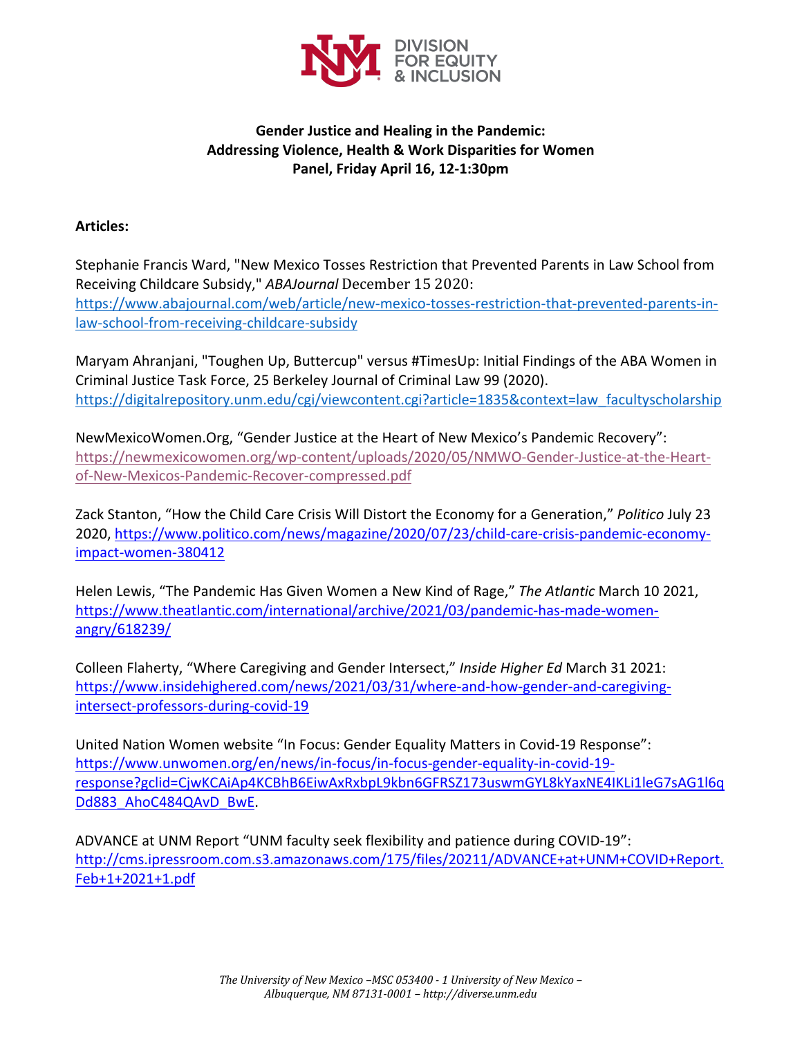DIVISION FOR EQUITY & INCLUSION

**Gender Justice and Healing in the Pandemic:**
**Addressing Violence, Health & Work Disparities for Women**
**Panel, Friday April 16, 12-1:30pm**

**Articles:**

Stephanie Francis Ward, "New Mexico Tosses Restriction that Prevented Parents in Law School from Receiving Childcare Subsidy," *ABAJournal* December 15 2020: https://www.abajournal.com/web/article/new-mexico-tosses-restriction-that-prevented-parents-in-law-school-from-receiving-childcare-subsidy

Maryam Ahranjani, "Toughen Up, Buttercup" versus #TimesUp: Initial Findings of the ABA Women in Criminal Justice Task Force, 25 Berkeley Journal of Criminal Law 99 (2020). https://digitalrepository.unm.edu/cgi/viewcontent.cgi?article=1835&context=law_facultyscholarship

NewMexicoWomen.Org, "Gender Justice at the Heart of New Mexico's Pandemic Recovery": https://newmexicowomen.org/wp-content/uploads/2020/05/NMWO-Gender-Justice-at-the-Heart-of-New-Mexicos-Pandemic-Recover-compressed.pdf

Zack Stanton, "How the Child Care Crisis Will Distort the Economy for a Generation," *Politico* July 23 2020, https://www.politico.com/news/magazine/2020/07/23/child-care-crisis-pandemic-economy-impact-women-380412

Helen Lewis, "The Pandemic Has Given Women a New Kind of Rage," *The Atlantic* March 10 2021, https://www.theatlantic.com/international/archive/2021/03/pandemic-has-made-women-angry/618239/

Colleen Flaherty, "Where Caregiving and Gender Intersect," *Inside Higher Ed* March 31 2021: https://www.insidehighered.com/news/2021/03/31/where-and-how-gender-and-caregiving-intersect-professors-during-covid-19

United Nation Women website "In Focus: Gender Equality Matters in Covid-19 Response": https://www.unwomen.org/en/news/in-focus/in-focus-gender-equality-in-covid-19-response?gclid=CjwKCAiAp4KCBhB6EiwAxRxbpL9kbn6GFRSZ173uswmGYL8kYaxNE4IKLi1leG7sAG1l6qDd883_AhoC484QAvD_BwE.

ADVANCE at UNM Report "UNM faculty seek flexibility and patience during COVID-19": http://cms.ipressroom.com.s3.amazonaws.com/175/files/20211/ADVANCE+at+UNM+COVID+Report.Feb+1+2021+1.pdf

*The University of New Mexico –MSC 053400 - 1 University of New Mexico – Albuquerque, NM 87131-0001 – http://diverse.unm.edu*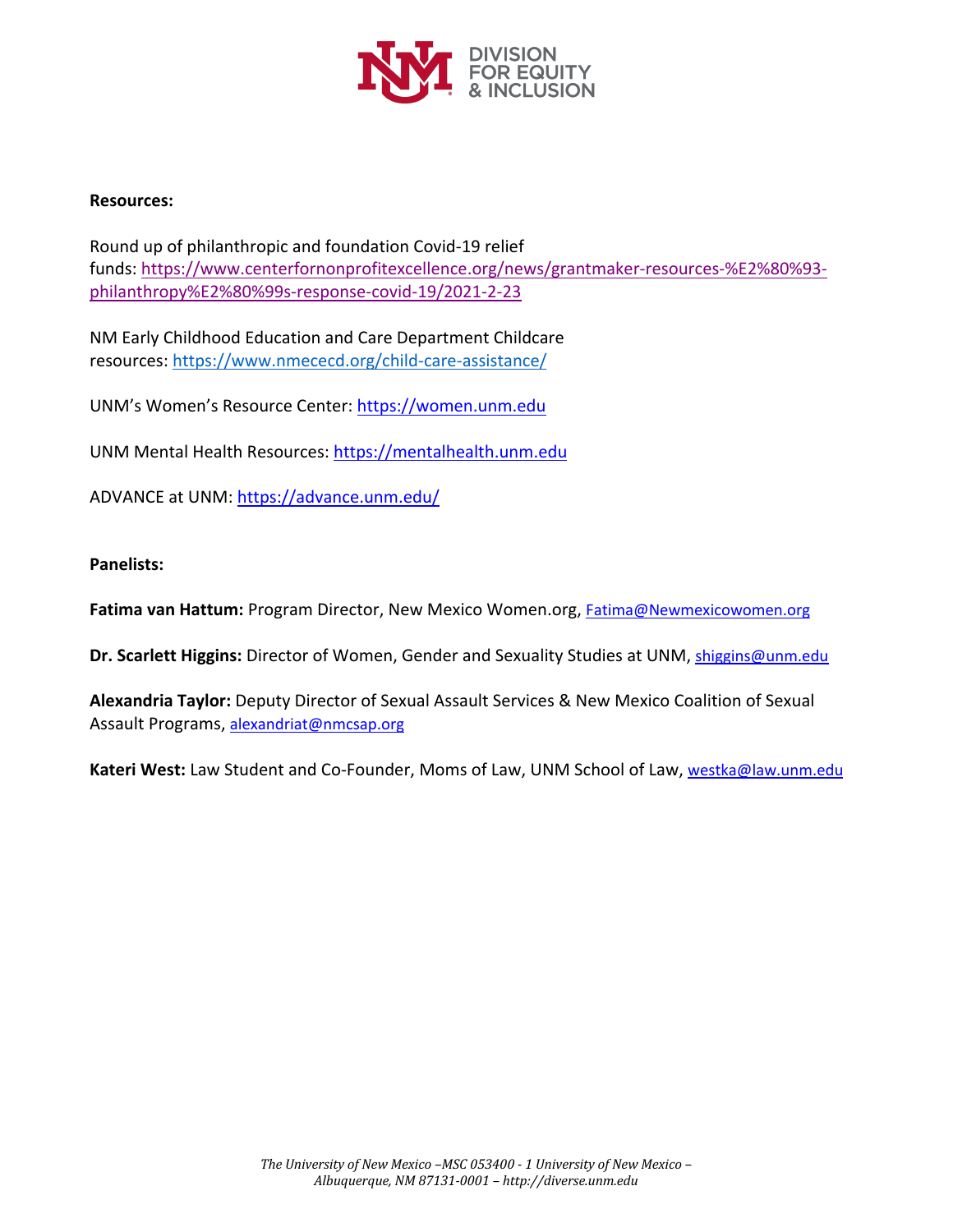**Resources:**

Round up of philanthropic and foundation Covid-19 relief funds: https://www.centerfornonprofitexcellence.org/news/grantmaker-resources-%E2%80%93-philanthropy%E2%80%99s-response-covid-19/2021-2-23

NM Early Childhood Education and Care Department Childcare resources: https://www.nmececd.org/child-care-assistance/

UNM's Women's Resource Center: https://women.unm.edu

UNM Mental Health Resources: https://mentalhealth.unm.edu

ADVANCE at UNM: https://advance.unm.edu/

**Panelists:**

**Fatima van Hattum:** Program Director, New Mexico Women.org, Fatima@Newmexicowomen.org

**Dr. Scarlett Higgins:** Director of Women, Gender and Sexuality Studies at UNM, shiggins@unm.edu

**Alexandria Taylor:** Deputy Director of Sexual Assault Services & New Mexico Coalition of Sexual Assault Programs, alexandriat@nmcsap.org

**Kateri West:** Law Student and Co-Founder, Moms of Law, UNM School of Law, westka@law.unm.edu